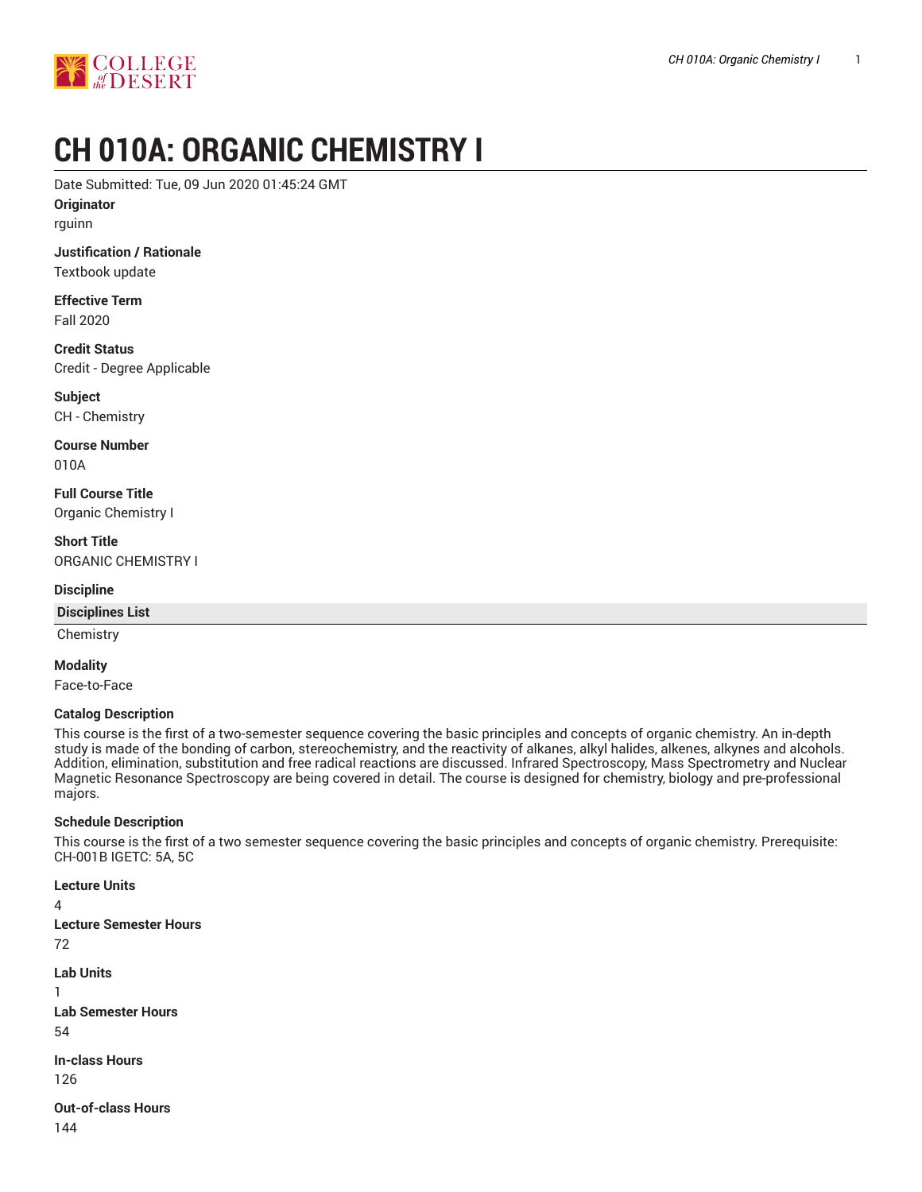# CH 010A: ORGANIC CHEMISTRY I

Date Submitted: Tue, 09 Jun 2020 01:45:24 GMT

**Originator**

rguinn

**Justification / Rationale**

Textbook update

**Effective Term**

Fall 2020

**Credit Status**

Credit - Degree Applicable

**Subject**

CH - Chemistry

**Course Number**

010A

**Full Course Title**

Organic Chemistry I

**Short Title**

ORGANIC CHEMISTRY I

**Discipline**

| Disciplines List |
| --- |
| Chemistry |

**Modality**

Face-to-Face

**Catalog Description**

This course is the first of a two-semester sequence covering the basic principles and concepts of organic chemistry. An in-depth study is made of the bonding of carbon, stereochemistry, and the reactivity of alkanes, alkyl halides, alkenes, alkynes and alcohols. Addition, elimination, substitution and free radical reactions are discussed. Infrared Spectroscopy, Mass Spectrometry and Nuclear Magnetic Resonance Spectroscopy are being covered in detail. The course is designed for chemistry, biology and pre-professional majors.

**Schedule Description**

This course is the first of a two semester sequence covering the basic principles and concepts of organic chemistry. Prerequisite: CH-001B IGETC: 5A, 5C

**Lecture Units**

4

**Lecture Semester Hours**

72

**Lab Units**

1

**Lab Semester Hours**

54

**In-class Hours**

126

**Out-of-class Hours**

144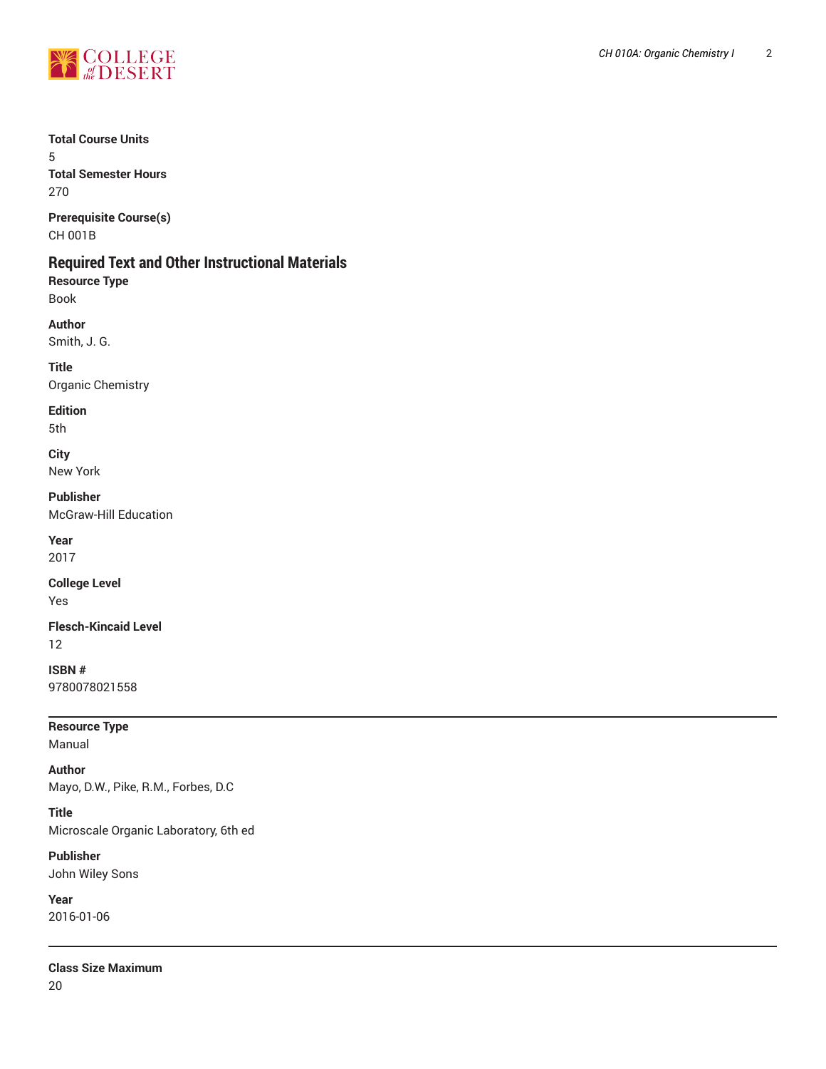**Total Course Units**
5
**Total Semester Hours**
270

**Prerequisite Course(s)**
CH 001B

## Required Text and Other Instructional Materials

**Resource Type**
Book

**Author**
Smith, J. G.

**Title**
Organic Chemistry

**Edition**
5th

**City**
New York

**Publisher**
McGraw-Hill Education

**Year**
2017

**College Level**
Yes

**Flesch-Kincaid Level**
12

**ISBN #**
9780078021558

---

**Resource Type**
Manual

**Author**
Mayo, D.W., Pike, R.M., Forbes, D.C

**Title**
Microscale Organic Laboratory, 6th ed

**Publisher**
John Wiley Sons

**Year**
2016-01-06

---

**Class Size Maximum**
20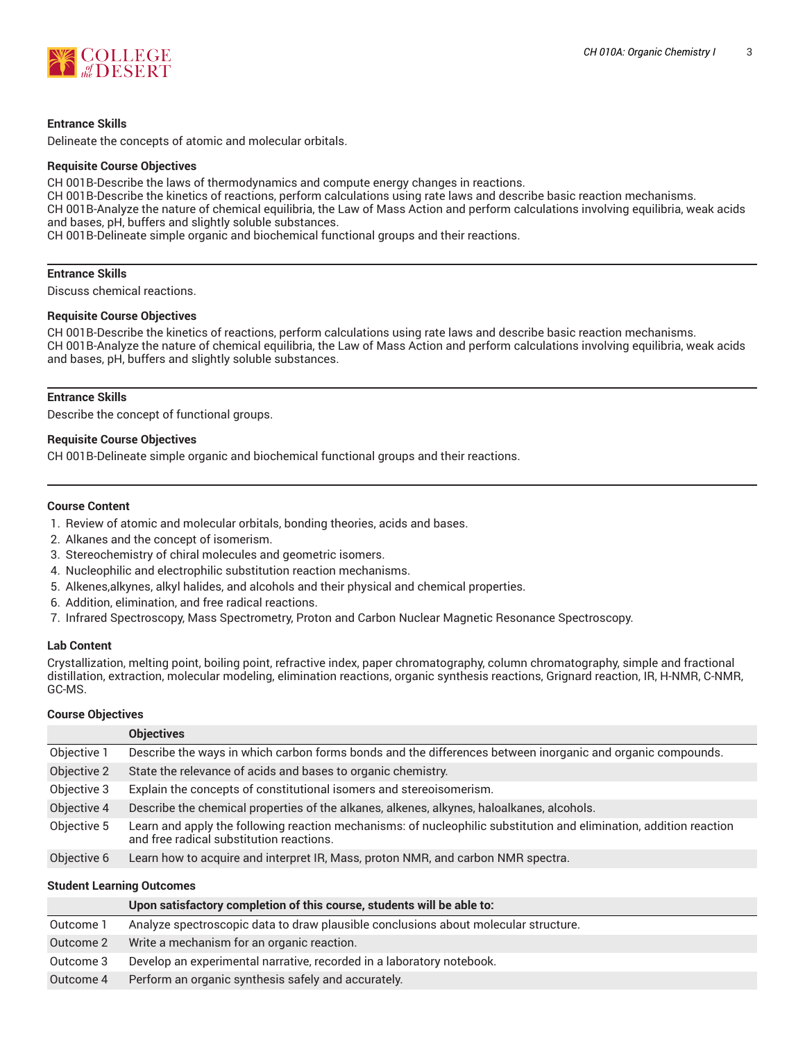**Entrance Skills**

Delineate the concepts of atomic and molecular orbitals.

**Requisite Course Objectives**

CH 001B-Describe the laws of thermodynamics and compute energy changes in reactions.
CH 001B-Describe the kinetics of reactions, perform calculations using rate laws and describe basic reaction mechanisms.
CH 001B-Analyze the nature of chemical equilibria, the Law of Mass Action and perform calculations involving equilibria, weak acids and bases, pH, buffers and slightly soluble substances.
CH 001B-Delineate simple organic and biochemical functional groups and their reactions.

---

**Entrance Skills**

Discuss chemical reactions.

**Requisite Course Objectives**

CH 001B-Describe the kinetics of reactions, perform calculations using rate laws and describe basic reaction mechanisms.
CH 001B-Analyze the nature of chemical equilibria, the Law of Mass Action and perform calculations involving equilibria, weak acids and bases, pH, buffers and slightly soluble substances.

---

**Entrance Skills**

Describe the concept of functional groups.

**Requisite Course Objectives**

CH 001B-Delineate simple organic and biochemical functional groups and their reactions.

---

**Course Content**

1. Review of atomic and molecular orbitals, bonding theories, acids and bases.
2. Alkanes and the concept of isomerism.
3. Stereochemistry of chiral molecules and geometric isomers.
4. Nucleophilic and electrophilic substitution reaction mechanisms.
5. Alkenes,alkynes, alkyl halides, and alcohols and their physical and chemical properties.
6. Addition, elimination, and free radical reactions.
7. Infrared Spectroscopy, Mass Spectrometry, Proton and Carbon Nuclear Magnetic Resonance Spectroscopy.

**Lab Content**

Crystallization, melting point, boiling point, refractive index, paper chromatography, column chromatography, simple and fractional distillation, extraction, molecular modeling, elimination reactions, organic synthesis reactions, Grignard reaction, IR, H-NMR, C-NMR, GC-MS.

**Course Objectives**

| | Objectives |
|---|---|
| Objective 1 | Describe the ways in which carbon forms bonds and the differences between inorganic and organic compounds. |
| Objective 2 | State the relevance of acids and bases to organic chemistry. |
| Objective 3 | Explain the concepts of constitutional isomers and stereoisomerism. |
| Objective 4 | Describe the chemical properties of the alkanes, alkenes, alkynes, haloalkanes, alcohols. |
| Objective 5 | Learn and apply the following reaction mechanisms: of nucleophilic substitution and elimination, addition reaction and free radical substitution reactions. |
| Objective 6 | Learn how to acquire and interpret IR, Mass, proton NMR, and carbon NMR spectra. |

**Student Learning Outcomes**

| | Upon satisfactory completion of this course, students will be able to: |
|---|---|
| Outcome 1 | Analyze spectroscopic data to draw plausible conclusions about molecular structure. |
| Outcome 2 | Write a mechanism for an organic reaction. |
| Outcome 3 | Develop an experimental narrative, recorded in a laboratory notebook. |
| Outcome 4 | Perform an organic synthesis safely and accurately. |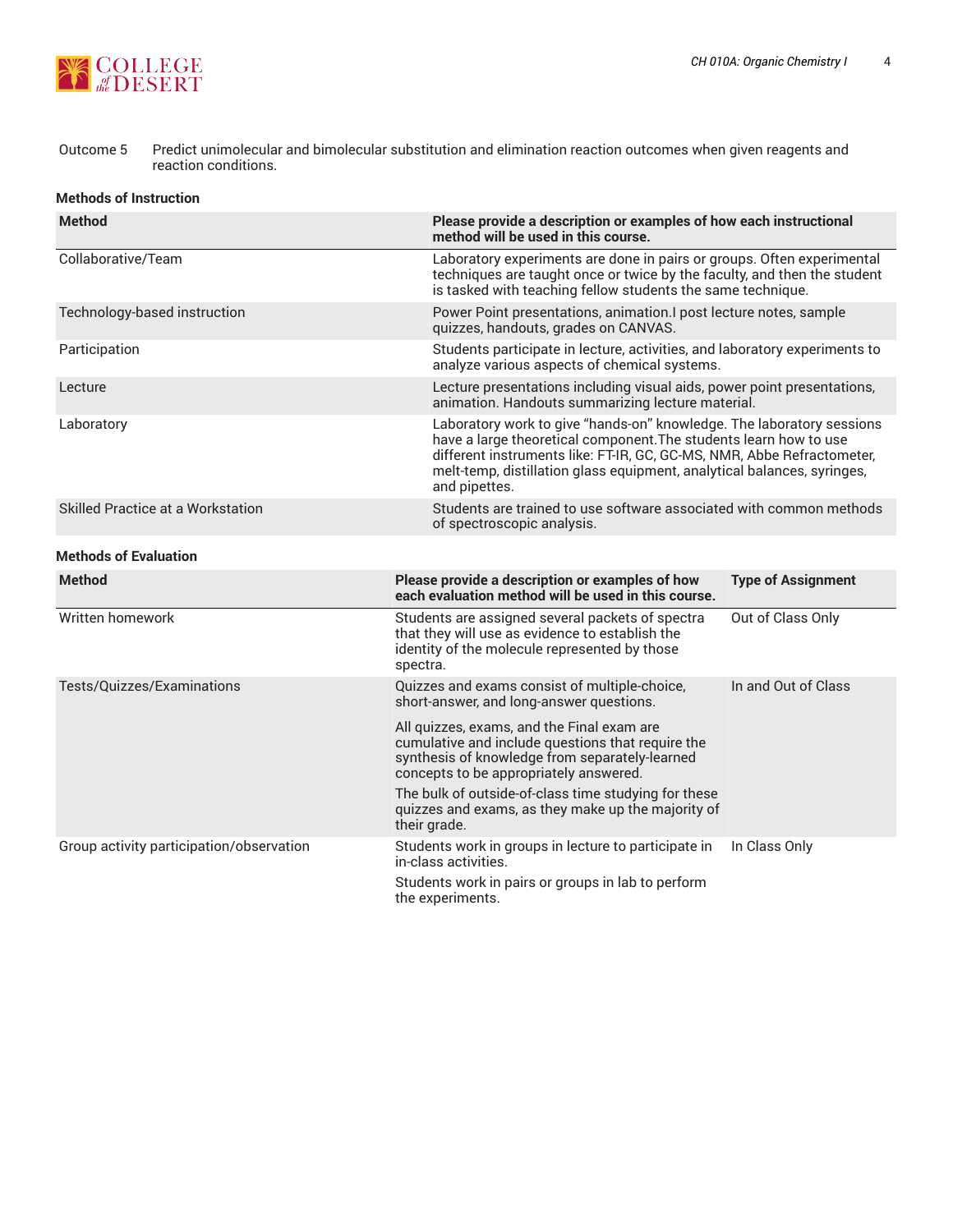| Outcome 5 | Predict unimolecular and bimolecular substitution and elimination reaction outcomes when given reagents and reaction conditions. |
|---|---|

### Methods of Instruction

| Method | Please provide a description or examples of how each instructional method will be used in this course. |
|---|---|
| Collaborative/Team | Laboratory experiments are done in pairs or groups. Often experimental techniques are taught once or twice by the faculty, and then the student is tasked with teaching fellow students the same technique. |
| Technology-based instruction | Power Point presentations, animation.I post lecture notes, sample quizzes, handouts, grades on CANVAS. |
| Participation | Students participate in lecture, activities, and laboratory experiments to analyze various aspects of chemical systems. |
| Lecture | Lecture presentations including visual aids, power point presentations, animation. Handouts summarizing lecture material. |
| Laboratory | Laboratory work to give "hands-on" knowledge. The laboratory sessions have a large theoretical component.The students learn how to use different instruments like: FT-IR, GC, GC-MS, NMR, Abbe Refractometer, melt-temp, distillation glass equipment, analytical balances, syringes, and pipettes. |
| Skilled Practice at a Workstation | Students are trained to use software associated with common methods of spectroscopic analysis. |

### Methods of Evaluation

| Method | Please provide a description or examples of how each evaluation method will be used in this course. | Type of Assignment |
|---|---|---|
| Written homework | Students are assigned several packets of spectra that they will use as evidence to establish the identity of the molecule represented by those spectra. | Out of Class Only |
| Tests/Quizzes/Examinations | Quizzes and exams consist of multiple-choice, short-answer, and long-answer questions.<br><br>All quizzes, exams, and the Final exam are cumulative and include questions that require the synthesis of knowledge from separately-learned concepts to be appropriately answered.<br><br>The bulk of outside-of-class time studying for these quizzes and exams, as they make up the majority of their grade. | In and Out of Class |
| Group activity participation/observation | Students work in groups in lecture to participate in in-class activities.<br><br>Students work in pairs or groups in lab to perform the experiments. | In Class Only |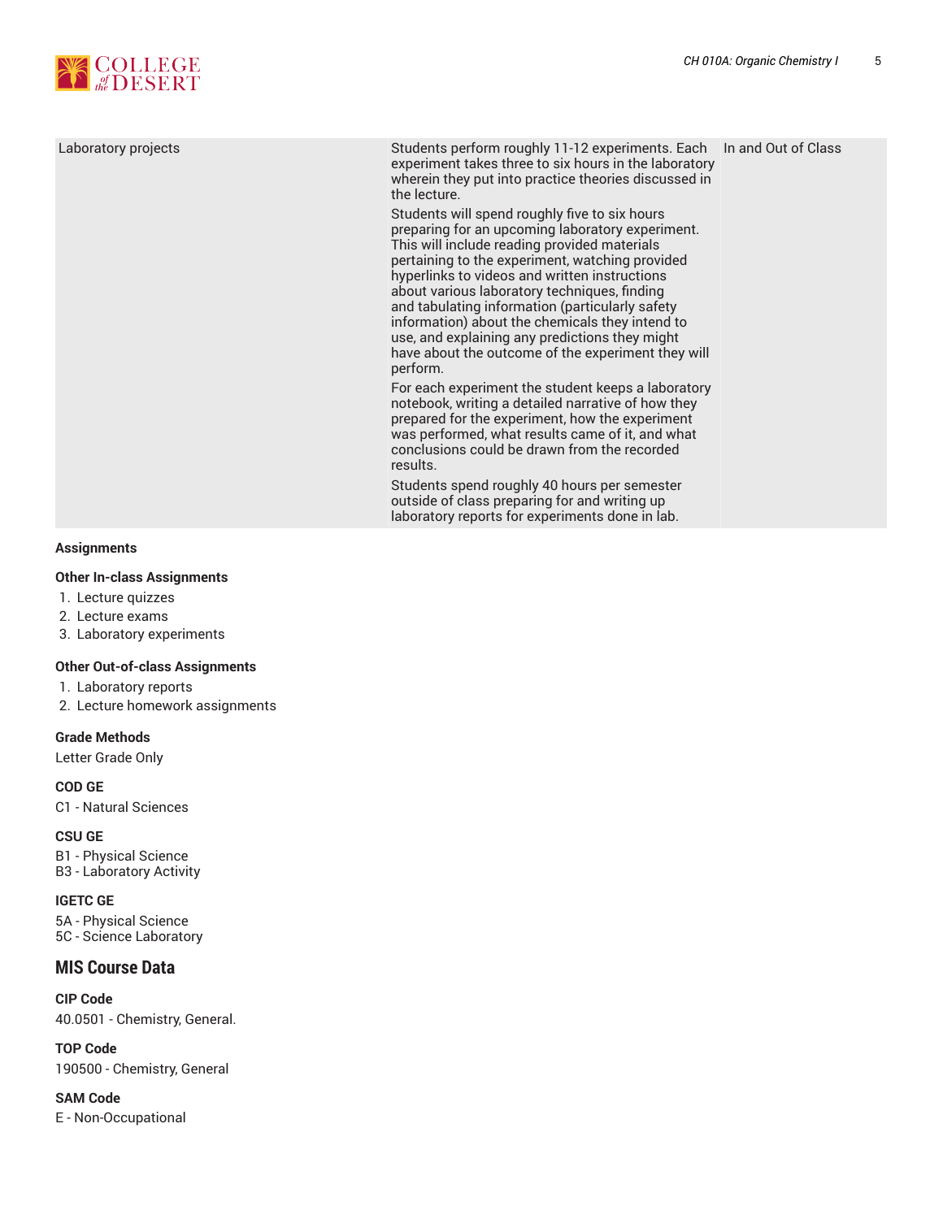| Laboratory projects | Students perform roughly 11-12 experiments. Each experiment takes three to six hours in the laboratory wherein they put into practice theories discussed in the lecture.<br><br>Students will spend roughly five to six hours preparing for an upcoming laboratory experiment. This will include reading provided materials pertaining to the experiment, watching provided hyperlinks to videos and written instructions about various laboratory techniques, finding and tabulating information (particularly safety information) about the chemicals they intend to use, and explaining any predictions they might have about the outcome of the experiment they will perform.<br><br>For each experiment the student keeps a laboratory notebook, writing a detailed narrative of how they prepared for the experiment, how the experiment was performed, what results came of it, and what conclusions could be drawn from the recorded results.<br><br>Students spend roughly 40 hours per semester outside of class preparing for and writing up laboratory reports for experiments done in lab. | In and Out of Class |
|---|---|---|

**Assignments**

**Other In-class Assignments**

1. Lecture quizzes
2. Lecture exams
3. Laboratory experiments

**Other Out-of-class Assignments**

1. Laboratory reports
2. Lecture homework assignments

**Grade Methods**

Letter Grade Only

**COD GE**

C1 - Natural Sciences

**CSU GE**

B1 - Physical Science
B3 - Laboratory Activity

**IGETC GE**

5A - Physical Science
5C - Science Laboratory

## MIS Course Data

**CIP Code**

40.0501 - Chemistry, General.

**TOP Code**

190500 - Chemistry, General

**SAM Code**

E - Non-Occupational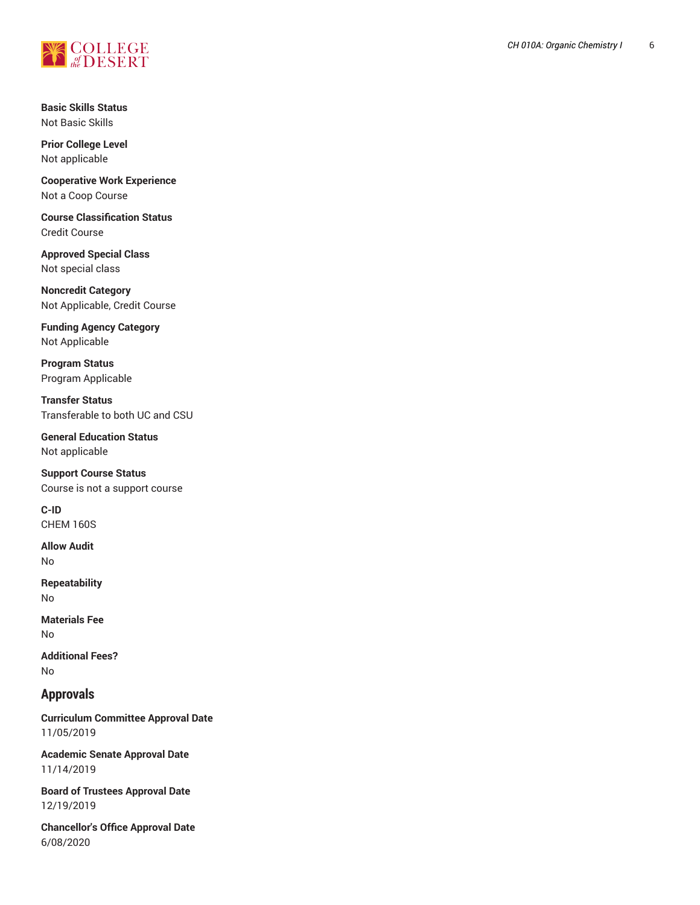**Basic Skills Status**
Not Basic Skills

**Prior College Level**
Not applicable

**Cooperative Work Experience**
Not a Coop Course

**Course Classification Status**
Credit Course

**Approved Special Class**
Not special class

**Noncredit Category**
Not Applicable, Credit Course

**Funding Agency Category**
Not Applicable

**Program Status**
Program Applicable

**Transfer Status**
Transferable to both UC and CSU

**General Education Status**
Not applicable

**Support Course Status**
Course is not a support course

**C-ID**
CHEM 160S

**Allow Audit**
No

**Repeatability**
No

**Materials Fee**
No

**Additional Fees?**
No

## Approvals

**Curriculum Committee Approval Date**
11/05/2019

**Academic Senate Approval Date**
11/14/2019

**Board of Trustees Approval Date**
12/19/2019

**Chancellor's Office Approval Date**
6/08/2020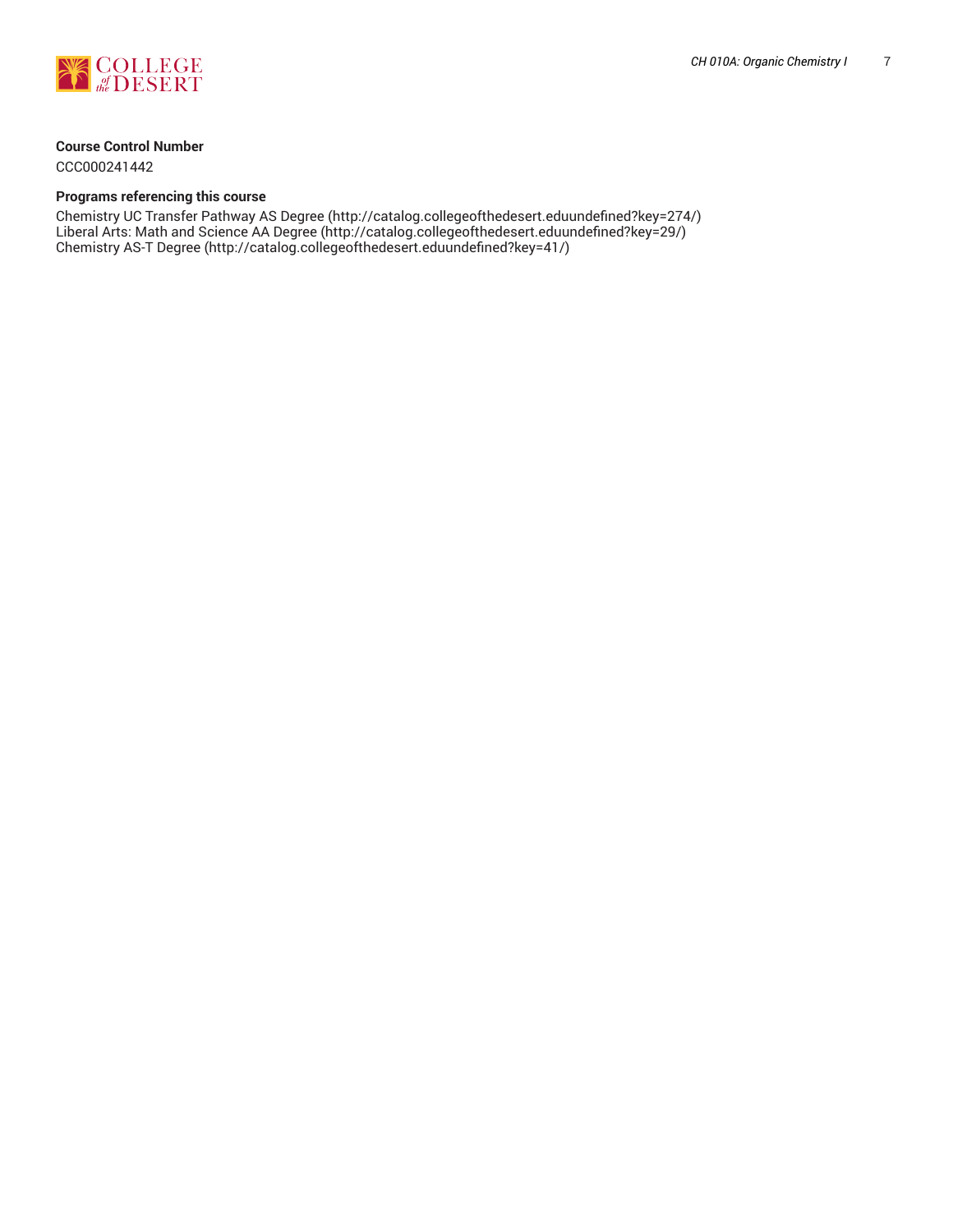**Course Control Number**

CCC000241442

**Programs referencing this course**

Chemistry UC Transfer Pathway AS Degree (http://catalog.collegeofthedesert.eduundefined?key=274/)
Liberal Arts: Math and Science AA Degree (http://catalog.collegeofthedesert.eduundefined?key=29/)
Chemistry AS-T Degree (http://catalog.collegeofthedesert.eduundefined?key=41/)